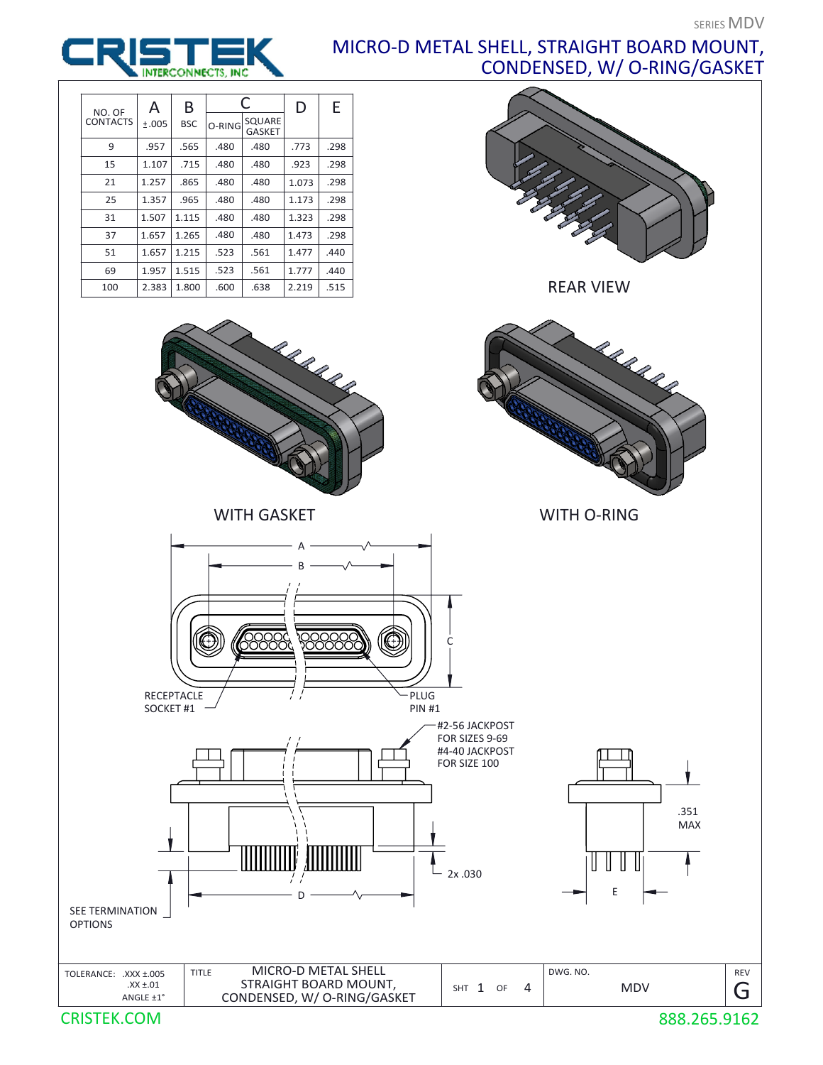SERIES MDV

# MICRO-D METAL SHELL, STRAIGHT BOARD MOUNT, CONDENSED, W/ O-RING/GASKET

| NO. OF CONTACTS | A ±.005 | B BSC | C O-RING | C SQUARE GASKET | D | E |
|---|---|---|---|---|---|---|
| 9 | .957 | .565 | .480 | .480 | .773 | .298 |
| 15 | 1.107 | .715 | .480 | .480 | .923 | .298 |
| 21 | 1.257 | .865 | .480 | .480 | 1.073 | .298 |
| 25 | 1.357 | .965 | .480 | .480 | 1.173 | .298 |
| 31 | 1.507 | 1.115 | .480 | .480 | 1.323 | .298 |
| 37 | 1.657 | 1.265 | .480 | .480 | 1.473 | .298 |
| 51 | 1.657 | 1.215 | .523 | .561 | 1.477 | .440 |
| 69 | 1.957 | 1.515 | .523 | .561 | 1.777 | .440 |
| 100 | 2.383 | 1.800 | .600 | .638 | 2.219 | .515 |

REAR VIEW

WITH GASKET

WITH O-RING

A

B

C

RECEPTACLE SOCKET #1

PLUG PIN #1

#2-56 JACKPOST FOR SIZES 9-69
#4-40 JACKPOST FOR SIZE 100

2x .030

D

.351 MAX

E

SEE TERMINATION OPTIONS

| TOLERANCE: .XXX ±.005 .XX ±.01 ANGLE ±1° | TITLE: MICRO-D METAL SHELL STRAIGHT BOARD MOUNT, CONDENSED, W/ O-RING/GASKET | SHT 1 OF 4 | DWG. NO. MDV | REV G |
|---|---|---|---|---|

CRISTEK.COM 888.265.9162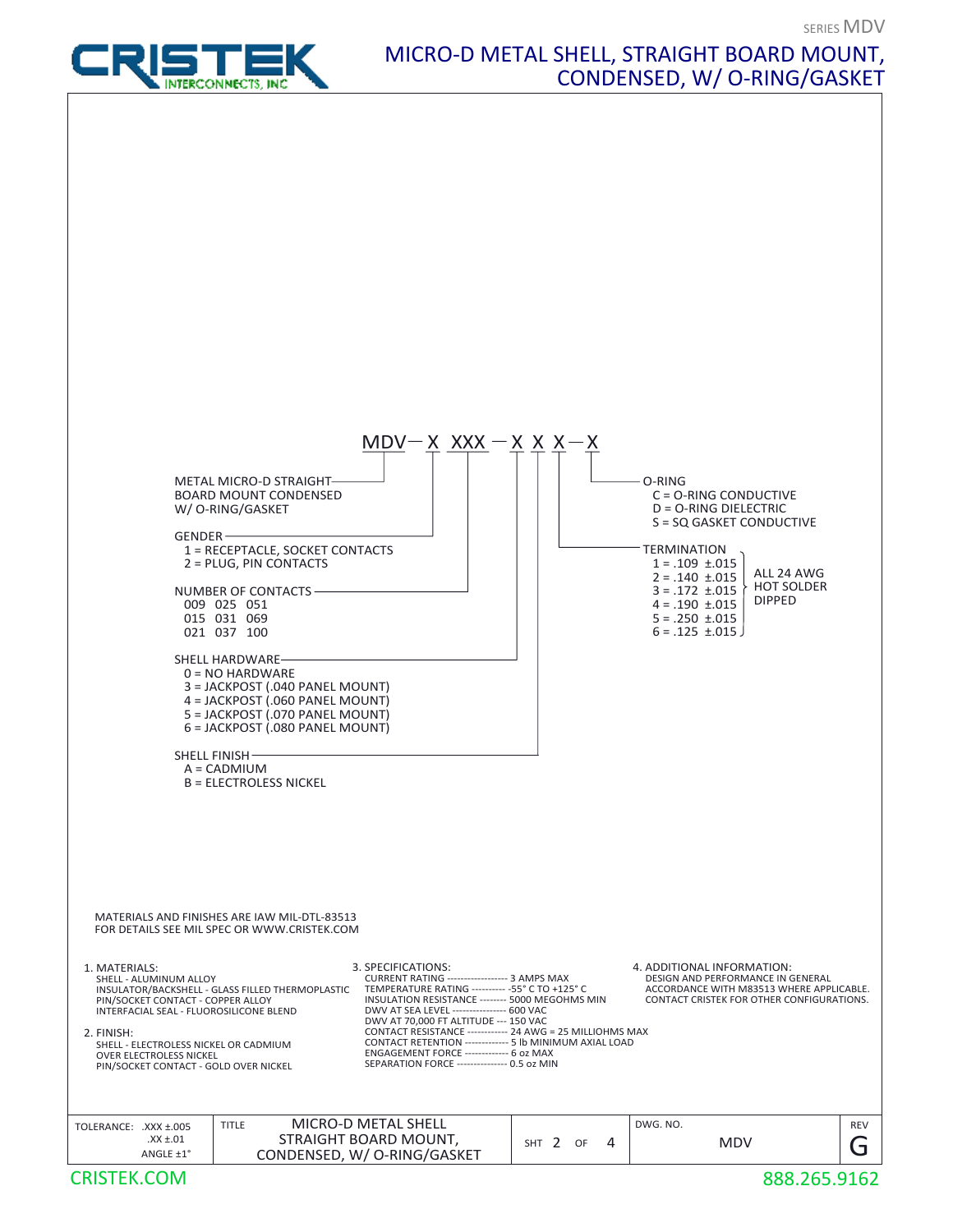SERIES MDV

# MICRO-D METAL SHELL, STRAIGHT BOARD MOUNT, CONDENSED, W/ O-RING/GASKET

**MDV — X XXX — X X X — X**

- **METAL MICRO-D STRAIGHT BOARD MOUNT CONDENSED W/ O-RING/GASKET** (MDV)
- **GENDER** (X)
  - 1 = RECEPTACLE, SOCKET CONTACTS
  - 2 = PLUG, PIN CONTACTS
- **NUMBER OF CONTACTS** (XXX)
  - 009 025 051
  - 015 031 069
  - 021 037 100
- **SHELL HARDWARE** (X)
  - 0 = NO HARDWARE
  - 3 = JACKPOST (.040 PANEL MOUNT)
  - 4 = JACKPOST (.060 PANEL MOUNT)
  - 5 = JACKPOST (.070 PANEL MOUNT)
  - 6 = JACKPOST (.080 PANEL MOUNT)
- **SHELL FINISH** (X)
  - A = CADMIUM
  - B = ELECTROLESS NICKEL
- **TERMINATION** (X) — ALL 24 AWG HOT SOLDER DIPPED
  - 1 = .109 ±.015
  - 2 = .140 ±.015
  - 3 = .172 ±.015
  - 4 = .190 ±.015
  - 5 = .250 ±.015
  - 6 = .125 ±.015
- **O-RING** (X)
  - C = O-RING CONDUCTIVE
  - D = O-RING DIELECTRIC
  - S = SQ GASKET CONDUCTIVE

MATERIALS AND FINISHES ARE IAW MIL-DTL-83513
FOR DETAILS SEE MIL SPEC OR WWW.CRISTEK.COM

1. MATERIALS:
   - SHELL - ALUMINUM ALLOY
   - INSULATOR/BACKSHELL - GLASS FILLED THERMOPLASTIC
   - PIN/SOCKET CONTACT - COPPER ALLOY
   - INTERFACIAL SEAL - FLUOROSILICONE BLEND

2. FINISH:
   - SHELL - ELECTROLESS NICKEL OR CADMIUM OVER ELECTROLESS NICKEL
   - PIN/SOCKET CONTACT - GOLD OVER NICKEL

3. SPECIFICATIONS:
   - CURRENT RATING ------------------ 3 AMPS MAX
   - TEMPERATURE RATING ---------- -55° C TO +125° C
   - INSULATION RESISTANCE -------- 5000 MEGOHMS MIN
   - DWV AT SEA LEVEL ---------------- 600 VAC
   - DWV AT 70,000 FT ALTITUDE --- 150 VAC
   - CONTACT RESISTANCE ----------- 24 AWG = 25 MILLIOHMS MAX
   - CONTACT RETENTION ------------- 5 lb MINIMUM AXIAL LOAD
   - ENGAGEMENT FORCE ------------- 6 oz MAX
   - SEPARATION FORCE --------------- 0.5 oz MIN

4. ADDITIONAL INFORMATION:
   DESIGN AND PERFORMANCE IN GENERAL ACCORDANCE WITH M83513 WHERE APPLICABLE. CONTACT CRISTEK FOR OTHER CONFIGURATIONS.

| TOLERANCE: .XXX ±.005 .XX ±.01 ANGLE ±1° | TITLE: MICRO-D METAL SHELL STRAIGHT BOARD MOUNT, CONDENSED, W/ O-RING/GASKET | SHT 2 OF 4 | DWG. NO. MDV | REV G |
|---|---|---|---|---|

CRISTEK.COM 888.265.9162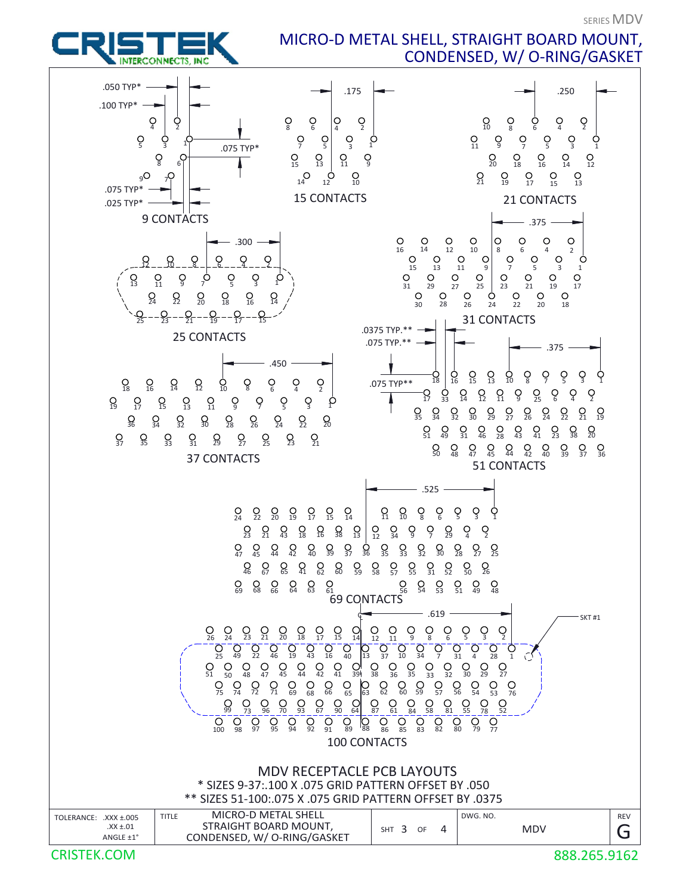SERIES MDV

# MICRO-D METAL SHELL, STRAIGHT BOARD MOUNT, CONDENSED, W/ O-RING/GASKET

CRISTEK INTERCONNECTS, INC

.050 TYP*
.100 TYP*
.075 TYP*
.075 TYP*
.025 TYP*

9 CONTACTS

.175

15 CONTACTS

.250

21 CONTACTS

.300

25 CONTACTS

.375

31 CONTACTS

.450

37 CONTACTS

.0375 TYP.**
.075 TYP.**
.075 TYP**
.375

51 CONTACTS

.525

69 CONTACTS

.619

SKT #1

100 CONTACTS

## MDV RECEPTACLE PCB LAYOUTS

\* SIZES 9-37:.100 X .075 GRID PATTERN OFFSET BY .050

\*\* SIZES 51-100:.075 X .075 GRID PATTERN OFFSET BY .0375

| TOLERANCE: .XXX ±.005 .XX ±.01 ANGLE ±1° | TITLE MICRO-D METAL SHELL STRAIGHT BOARD MOUNT, CONDENSED, W/ O-RING/GASKET | SHT 3 OF 4 | DWG. NO. MDV | REV G |
|---|---|---|---|---|

CRISTEK.COM

888.265.9162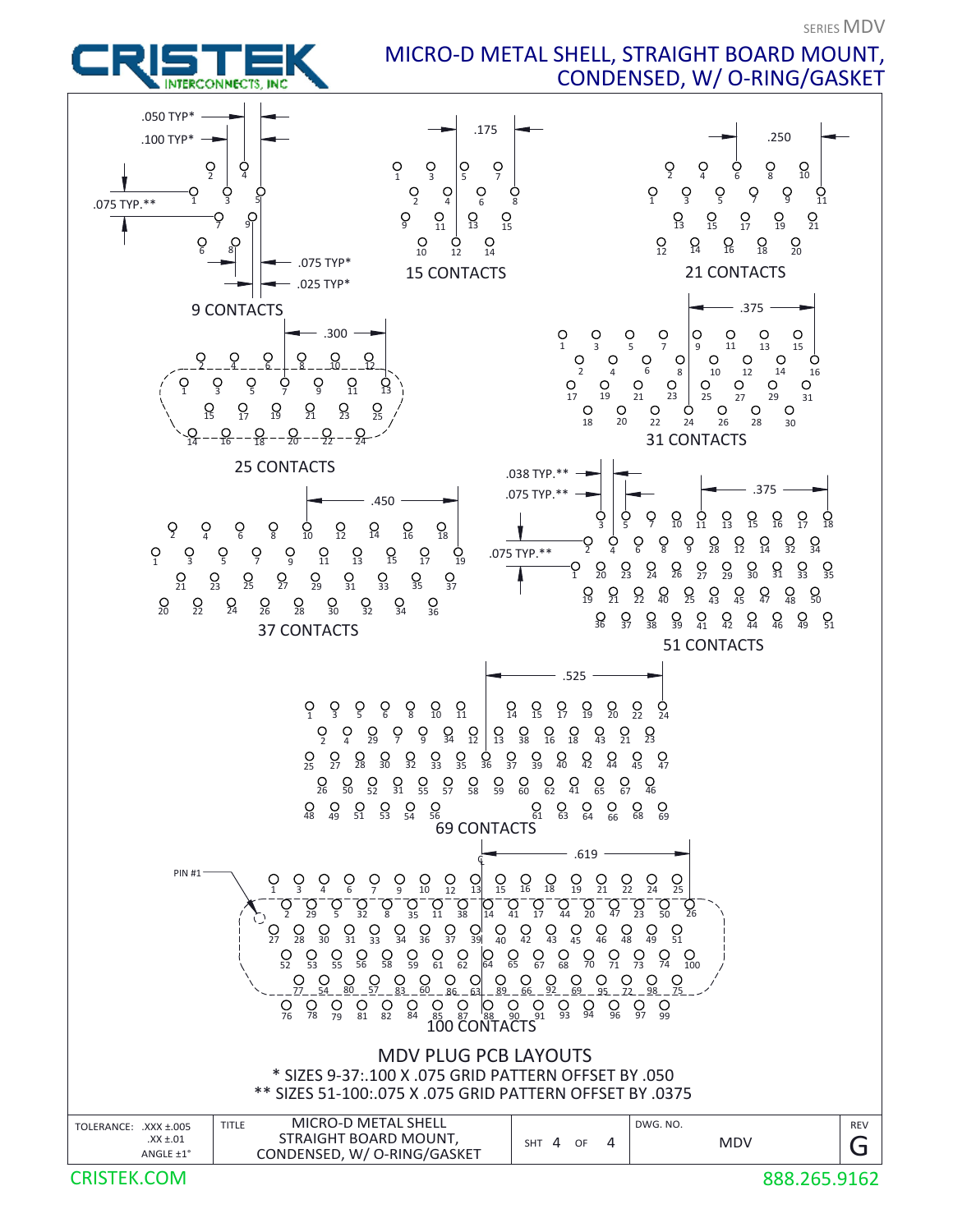SERIES MDV

# MICRO-D METAL SHELL, STRAIGHT BOARD MOUNT, CONDENSED, W/ O-RING/GASKET

.050 TYP*
.100 TYP*
.075 TYP.**
.075 TYP*
.025 TYP*

9 CONTACTS

.175

15 CONTACTS

.250

21 CONTACTS

.300

25 CONTACTS

.375

31 CONTACTS

.450

37 CONTACTS

.038 TYP.**
.075 TYP.**
.075 TYP.**
.375

51 CONTACTS

.525

69 CONTACTS

.619
PIN #1

100 CONTACTS

## MDV PLUG PCB LAYOUTS

* SIZES 9-37:.100 X .075 GRID PATTERN OFFSET BY .050

** SIZES 51-100:.075 X .075 GRID PATTERN OFFSET BY .0375

| | | | |
|---|---|---|---|
| TOLERANCE: .XXX ±.005<br>.XX ±.01<br>ANGLE ±1° | TITLE: MICRO-D METAL SHELL STRAIGHT BOARD MOUNT, CONDENSED, W/ O-RING/GASKET | SHT 4 OF 4 | DWG. NO. MDV | REV G |

CRISTEK.COM

888.265.9162